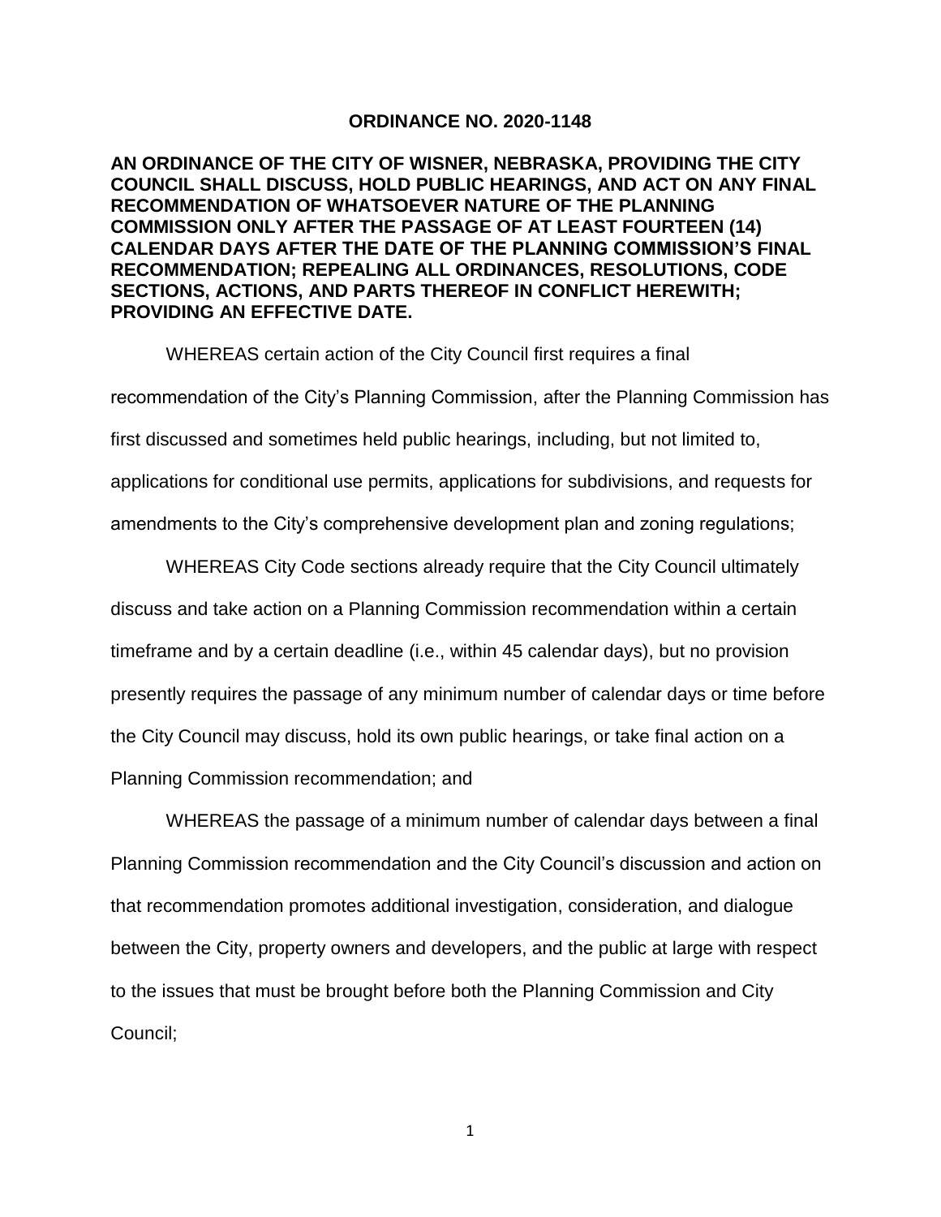# ORDINANCE NO. 2020-1148

**AN ORDINANCE OF THE CITY OF WISNER, NEBRASKA, PROVIDING THE CITY COUNCIL SHALL DISCUSS, HOLD PUBLIC HEARINGS, AND ACT ON ANY FINAL RECOMMENDATION OF WHATSOEVER NATURE OF THE PLANNING COMMISSION ONLY AFTER THE PASSAGE OF AT LEAST FOURTEEN (14) CALENDAR DAYS AFTER THE DATE OF THE PLANNING COMMISSION'S FINAL RECOMMENDATION; REPEALING ALL ORDINANCES, RESOLUTIONS, CODE SECTIONS, ACTIONS, AND PARTS THEREOF IN CONFLICT HEREWITH; PROVIDING AN EFFECTIVE DATE.**

WHEREAS certain action of the City Council first requires a final recommendation of the City's Planning Commission, after the Planning Commission has first discussed and sometimes held public hearings, including, but not limited to, applications for conditional use permits, applications for subdivisions, and requests for amendments to the City's comprehensive development plan and zoning regulations;

WHEREAS City Code sections already require that the City Council ultimately discuss and take action on a Planning Commission recommendation within a certain timeframe and by a certain deadline (i.e., within 45 calendar days), but no provision presently requires the passage of any minimum number of calendar days or time before the City Council may discuss, hold its own public hearings, or take final action on a Planning Commission recommendation; and

WHEREAS the passage of a minimum number of calendar days between a final Planning Commission recommendation and the City Council's discussion and action on that recommendation promotes additional investigation, consideration, and dialogue between the City, property owners and developers, and the public at large with respect to the issues that must be brought before both the Planning Commission and City Council;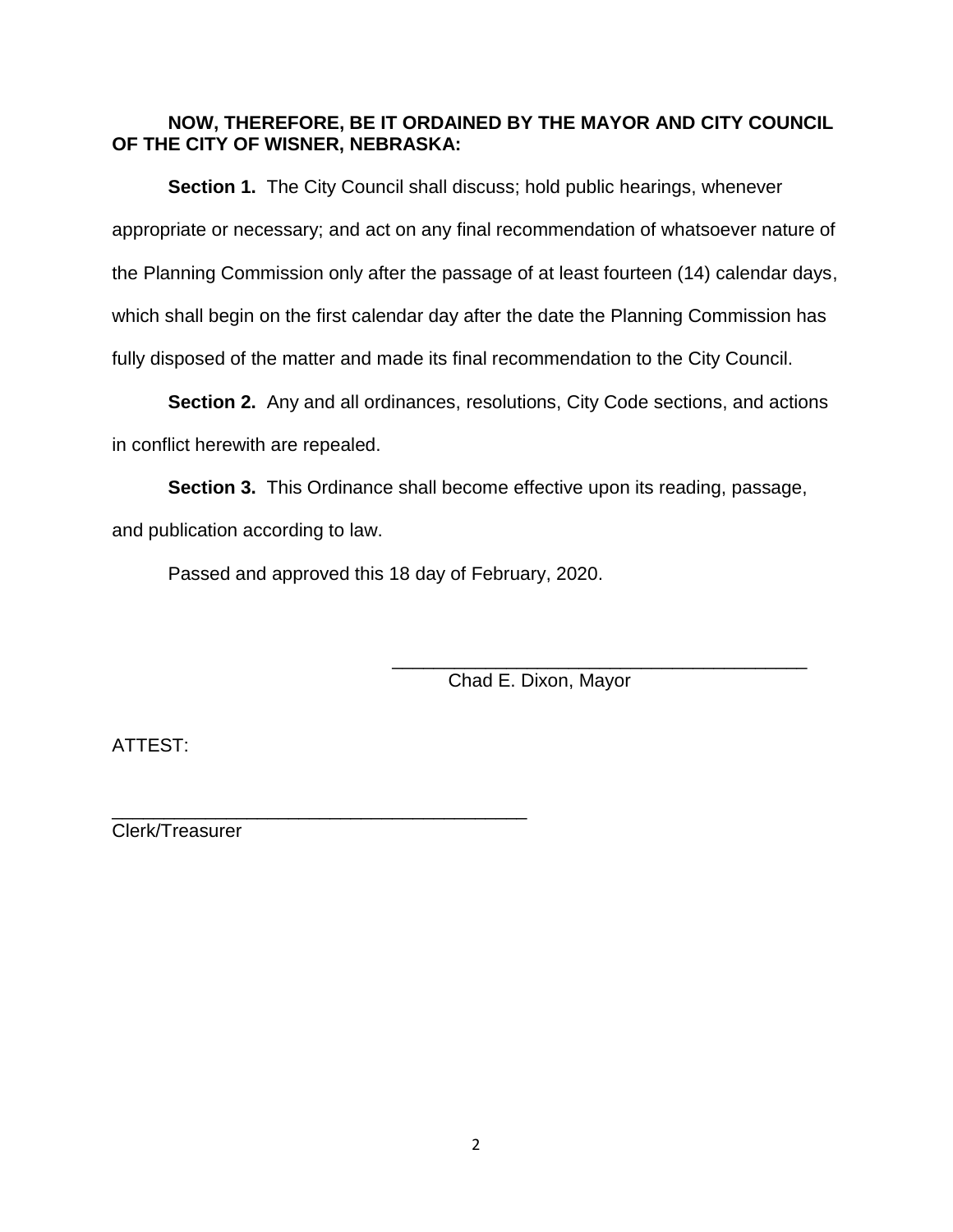**NOW, THEREFORE, BE IT ORDAINED BY THE MAYOR AND CITY COUNCIL OF THE CITY OF WISNER, NEBRASKA:**

**Section 1.** The City Council shall discuss; hold public hearings, whenever appropriate or necessary; and act on any final recommendation of whatsoever nature of the Planning Commission only after the passage of at least fourteen (14) calendar days, which shall begin on the first calendar day after the date the Planning Commission has fully disposed of the matter and made its final recommendation to the City Council.

**Section 2.** Any and all ordinances, resolutions, City Code sections, and actions in conflict herewith are repealed.

**Section 3.** This Ordinance shall become effective upon its reading, passage, and publication according to law.

Passed and approved this 18 day of February, 2020.

\_\_\_\_\_\_\_\_\_\_\_\_\_\_\_\_\_\_\_\_\_\_\_\_\_\_\_\_\_\_\_\_\_\_\_\_\_\_\_\_
Chad E. Dixon, Mayor

ATTEST:

\_\_\_\_\_\_\_\_\_\_\_\_\_\_\_\_\_\_\_\_\_\_\_\_\_\_\_\_\_\_\_\_\_\_\_\_\_\_\_\_
Clerk/Treasurer